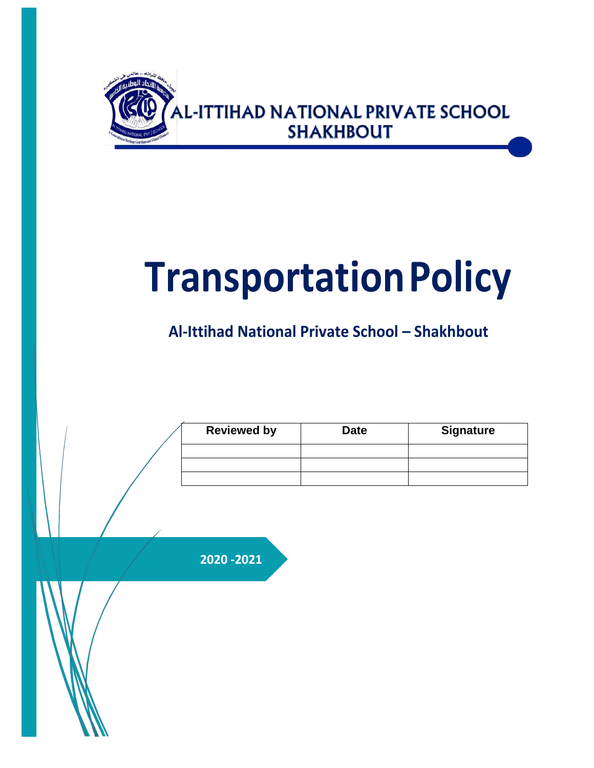AL-ITTIHAD NATIONAL PRIVATE SCHOOL
SHAKHBOUT

# Transportation Policy

## Al-Ittihad National Private School – Shakhbout

| Reviewed by | Date | Signature |
|---|---|---|
| | | |
| | | |
| | | |

**2020 -2021**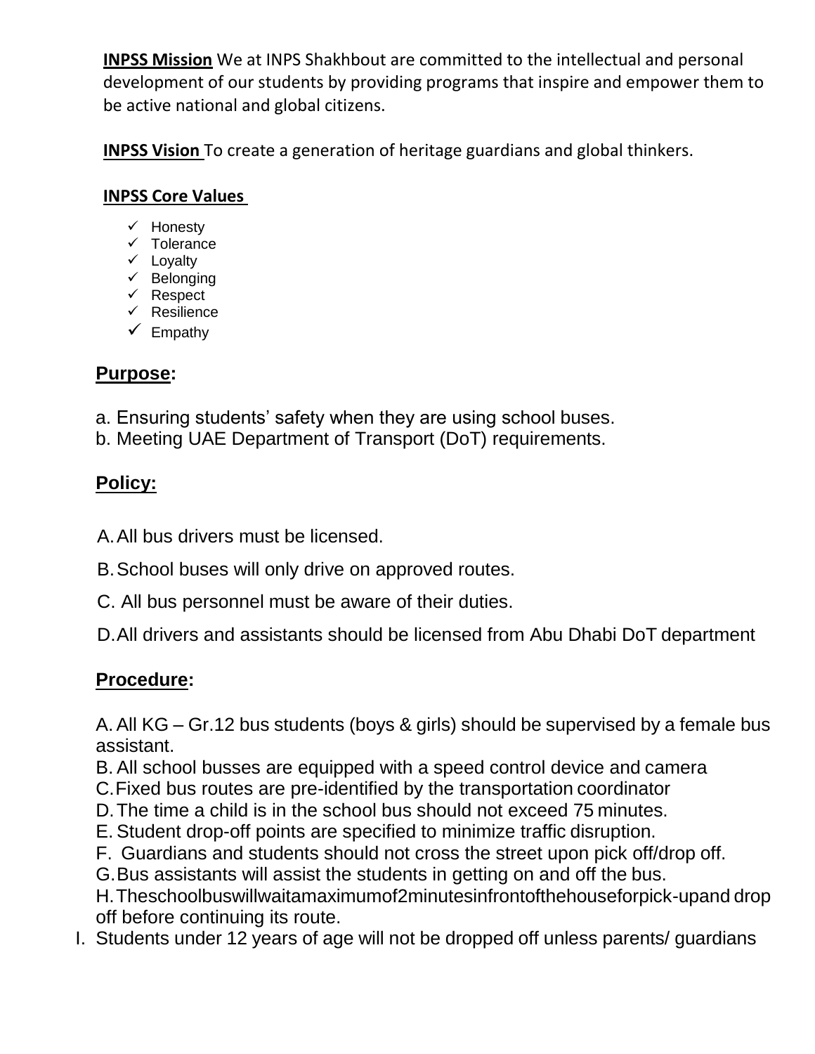**INPSS Mission** We at INPS Shakhbout are committed to the intellectual and personal development of our students by providing programs that inspire and empower them to be active national and global citizens.

**INPSS Vision** To create a generation of heritage guardians and global thinkers.

**INPSS Core Values**

- ✓ Honesty
- ✓ Tolerance
- ✓ Loyalty
- ✓ Belonging
- ✓ Respect
- ✓ Resilience
- ✓ Empathy

## Purpose:

a. Ensuring students' safety when they are using school buses.
b. Meeting UAE Department of Transport (DoT) requirements.

## Policy:

A. All bus drivers must be licensed.

B. School buses will only drive on approved routes.

C. All bus personnel must be aware of their duties.

D. All drivers and assistants should be licensed from Abu Dhabi DoT department

## Procedure:

A. All KG – Gr.12 bus students (boys & girls) should be supervised by a female bus assistant.
B. All school busses are equipped with a speed control device and camera
C. Fixed bus routes are pre-identified by the transportation coordinator
D. The time a child is in the school bus should not exceed 75 minutes.
E. Student drop-off points are specified to minimize traffic disruption.
F. Guardians and students should not cross the street upon pick off/drop off.
G. Bus assistants will assist the students in getting on and off the bus.
H. The school bus will wait a maximum of 2 minutes in front of the house for pick-up and drop off before continuing its route.
I. Students under 12 years of age will not be dropped off unless parents/ guardians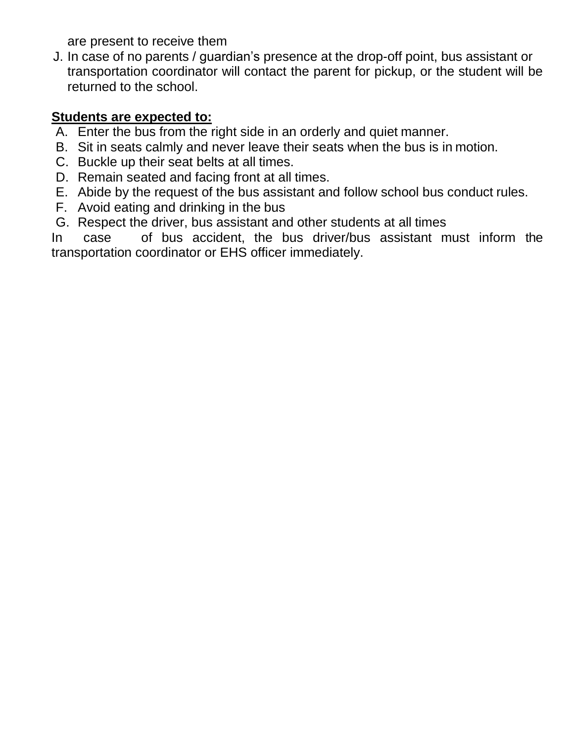are present to receive them

J. In case of no parents / guardian’s presence at the drop-off point, bus assistant or transportation coordinator will contact the parent for pickup, or the student will be returned to the school.

**Students are expected to:**

A. Enter the bus from the right side in an orderly and quiet manner.
B. Sit in seats calmly and never leave their seats when the bus is in motion.
C. Buckle up their seat belts at all times.
D. Remain seated and facing front at all times.
E. Abide by the request of the bus assistant and follow school bus conduct rules.
F. Avoid eating and drinking in the bus
G. Respect the driver, bus assistant and other students at all times

In case of bus accident, the bus driver/bus assistant must inform the transportation coordinator or EHS officer immediately.